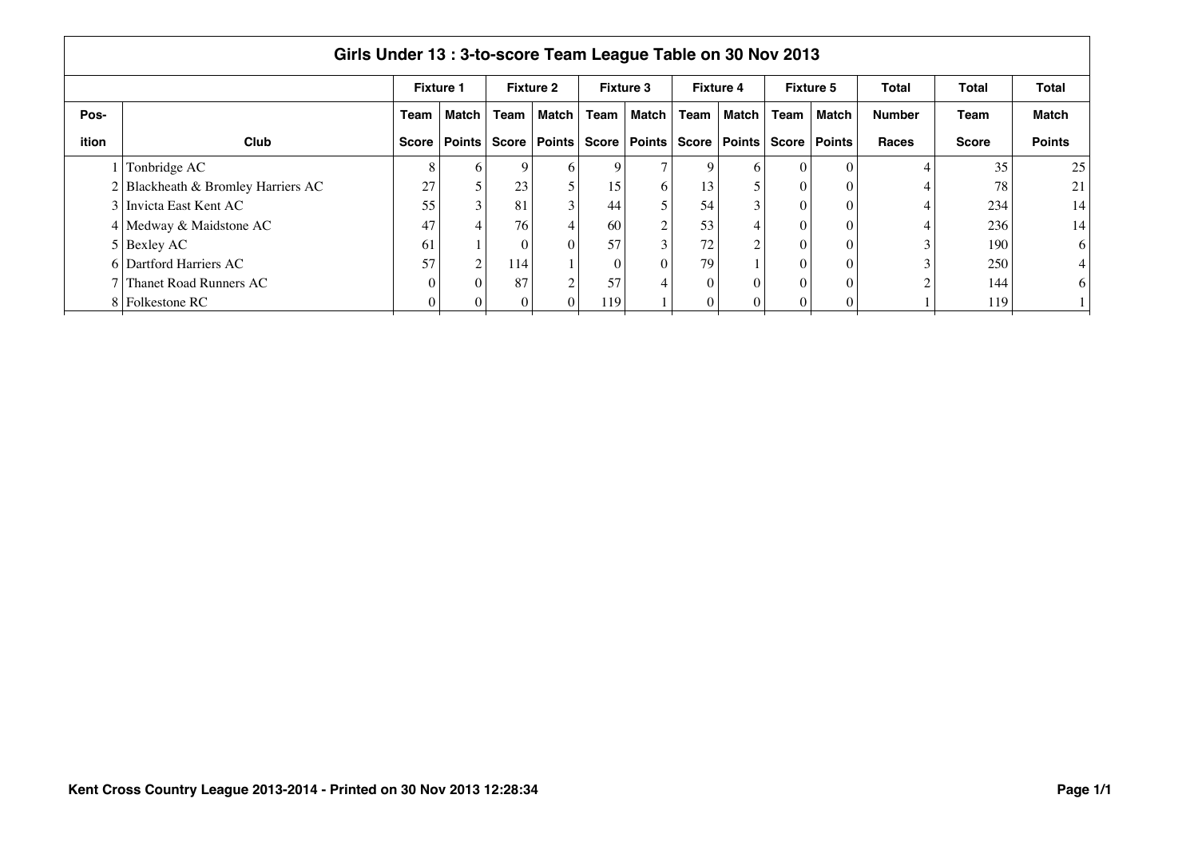# Girls Under 13 : 3-to-score Team League Table on 30 Nov 2013

| | | Fixture 1 | | Fixture 2 | | Fixture 3 | | Fixture 4 | | Fixture 5 | | Total | Total | Total |
|---|---|---|---|---|---|---|---|---|---|---|---|---|---|---|
| Pos-ition | Club | Team Score | Match Points | Team Score | Match Points | Team Score | Match Points | Team Score | Match Points | Team Score | Match Points | Number Races | Team Score | Match Points |
| 1 | Tonbridge AC | 8 | 6 | 9 | 6 | 9 | 7 | 9 | 6 | 0 | 0 | 4 | 35 | 25 |
| 2 | Blackheath & Bromley Harriers AC | 27 | 5 | 23 | 5 | 15 | 6 | 13 | 5 | 0 | 0 | 4 | 78 | 21 |
| 3 | Invicta East Kent AC | 55 | 3 | 81 | 3 | 44 | 5 | 54 | 3 | 0 | 0 | 4 | 234 | 14 |
| 4 | Medway & Maidstone AC | 47 | 4 | 76 | 4 | 60 | 2 | 53 | 4 | 0 | 0 | 4 | 236 | 14 |
| 5 | Bexley AC | 61 | 1 | 0 | 0 | 57 | 3 | 72 | 2 | 0 | 0 | 3 | 190 | 6 |
| 6 | Dartford Harriers AC | 57 | 2 | 114 | 1 | 0 | 0 | 79 | 1 | 0 | 0 | 3 | 250 | 4 |
| 7 | Thanet Road Runners AC | 0 | 0 | 87 | 2 | 57 | 4 | 0 | 0 | 0 | 0 | 2 | 144 | 6 |
| 8 | Folkestone RC | 0 | 0 | 0 | 0 | 119 | 1 | 0 | 0 | 0 | 0 | 1 | 119 | 1 |

Kent Cross Country League 2013-2014 - Printed on 30 Nov 2013 12:28:34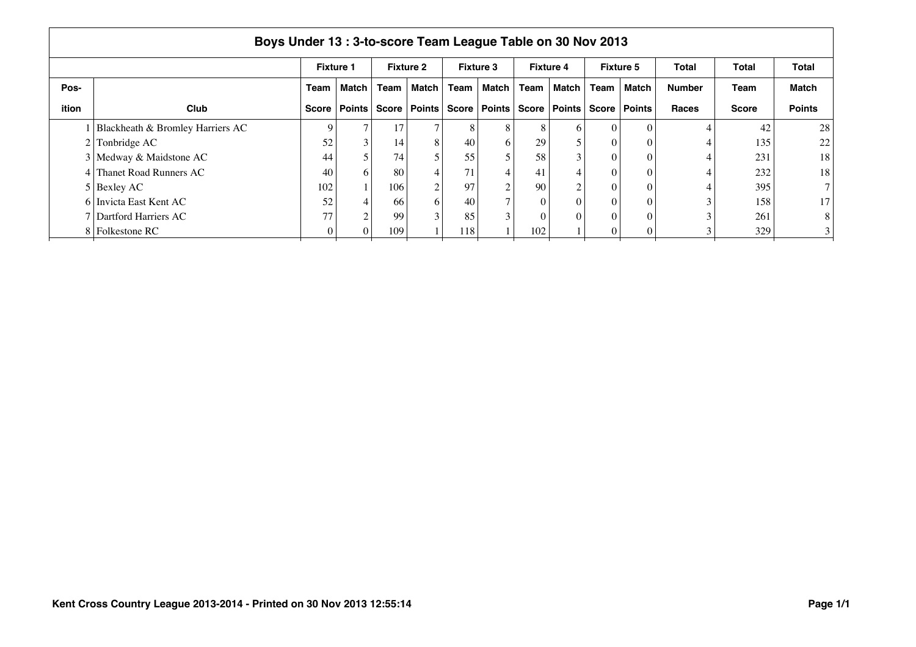## Boys Under 13 : 3-to-score Team League Table on 30 Nov 2013

| | | Fixture 1 | | Fixture 2 | | Fixture 3 | | Fixture 4 | | Fixture 5 | | Total | Total | Total |
|---|---|---|---|---|---|---|---|---|---|---|---|---|---|---|
| Pos-ition | Club | Team Score | Match Points | Team Score | Match Points | Team Score | Match Points | Team Score | Match Points | Team Score | Match Points | Number Races | Team Score | Match Points |
| 1 | Blackheath & Bromley Harriers AC | 9 | 7 | 17 | 7 | 8 | 8 | 8 | 6 | 0 | 0 | 4 | 42 | 28 |
| 2 | Tonbridge AC | 52 | 3 | 14 | 8 | 40 | 6 | 29 | 5 | 0 | 0 | 4 | 135 | 22 |
| 3 | Medway & Maidstone AC | 44 | 5 | 74 | 5 | 55 | 5 | 58 | 3 | 0 | 0 | 4 | 231 | 18 |
| 4 | Thanet Road Runners AC | 40 | 6 | 80 | 4 | 71 | 4 | 41 | 4 | 0 | 0 | 4 | 232 | 18 |
| 5 | Bexley AC | 102 | 1 | 106 | 2 | 97 | 2 | 90 | 2 | 0 | 0 | 4 | 395 | 7 |
| 6 | Invicta East Kent AC | 52 | 4 | 66 | 6 | 40 | 7 | 0 | 0 | 0 | 0 | 3 | 158 | 17 |
| 7 | Dartford Harriers AC | 77 | 2 | 99 | 3 | 85 | 3 | 0 | 0 | 0 | 0 | 3 | 261 | 8 |
| 8 | Folkestone RC | 0 | 0 | 109 | 1 | 118 | 1 | 102 | 1 | 0 | 0 | 3 | 329 | 3 |

Kent Cross Country League 2013-2014 - Printed on 30 Nov 2013 12:55:14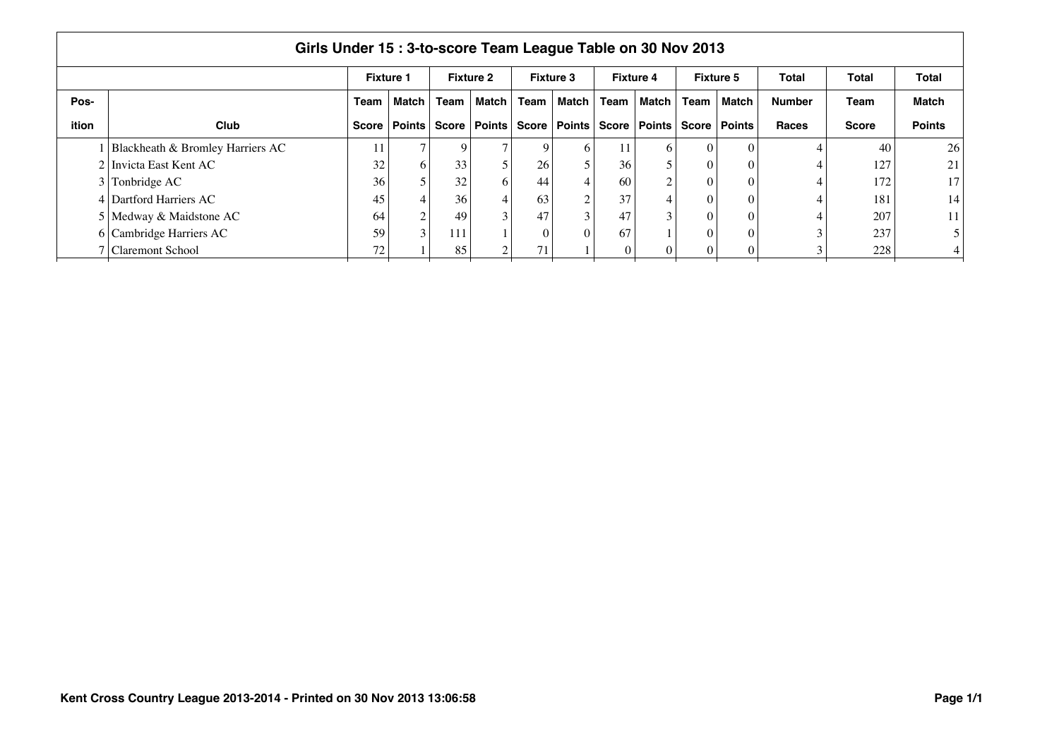# Girls Under 15 : 3-to-score Team League Table on 30 Nov 2013

| | | Fixture 1 | | Fixture 2 | | Fixture 3 | | Fixture 4 | | Fixture 5 | | Total | Total | Total |
|---|---|---|---|---|---|---|---|---|---|---|---|---|---|---|
| Pos-ition | Club | Team Score | Match Points | Team Score | Match Points | Team Score | Match Points | Team Score | Match Points | Team Score | Match Points | Number Races | Team Score | Match Points |
| 1 | Blackheath & Bromley Harriers AC | 11 | 7 | 9 | 7 | 9 | 6 | 11 | 6 | 0 | 0 | 4 | 40 | 26 |
| 2 | Invicta East Kent AC | 32 | 6 | 33 | 5 | 26 | 5 | 36 | 5 | 0 | 0 | 4 | 127 | 21 |
| 3 | Tonbridge AC | 36 | 5 | 32 | 6 | 44 | 4 | 60 | 2 | 0 | 0 | 4 | 172 | 17 |
| 4 | Dartford Harriers AC | 45 | 4 | 36 | 4 | 63 | 2 | 37 | 4 | 0 | 0 | 4 | 181 | 14 |
| 5 | Medway & Maidstone AC | 64 | 2 | 49 | 3 | 47 | 3 | 47 | 3 | 0 | 0 | 4 | 207 | 11 |
| 6 | Cambridge Harriers AC | 59 | 3 | 111 | 1 | 0 | 0 | 67 | 1 | 0 | 0 | 3 | 237 | 5 |
| 7 | Claremont School | 72 | 1 | 85 | 2 | 71 | 1 | 0 | 0 | 0 | 0 | 3 | 228 | 4 |

Kent Cross Country League 2013-2014 - Printed on 30 Nov 2013 13:06:58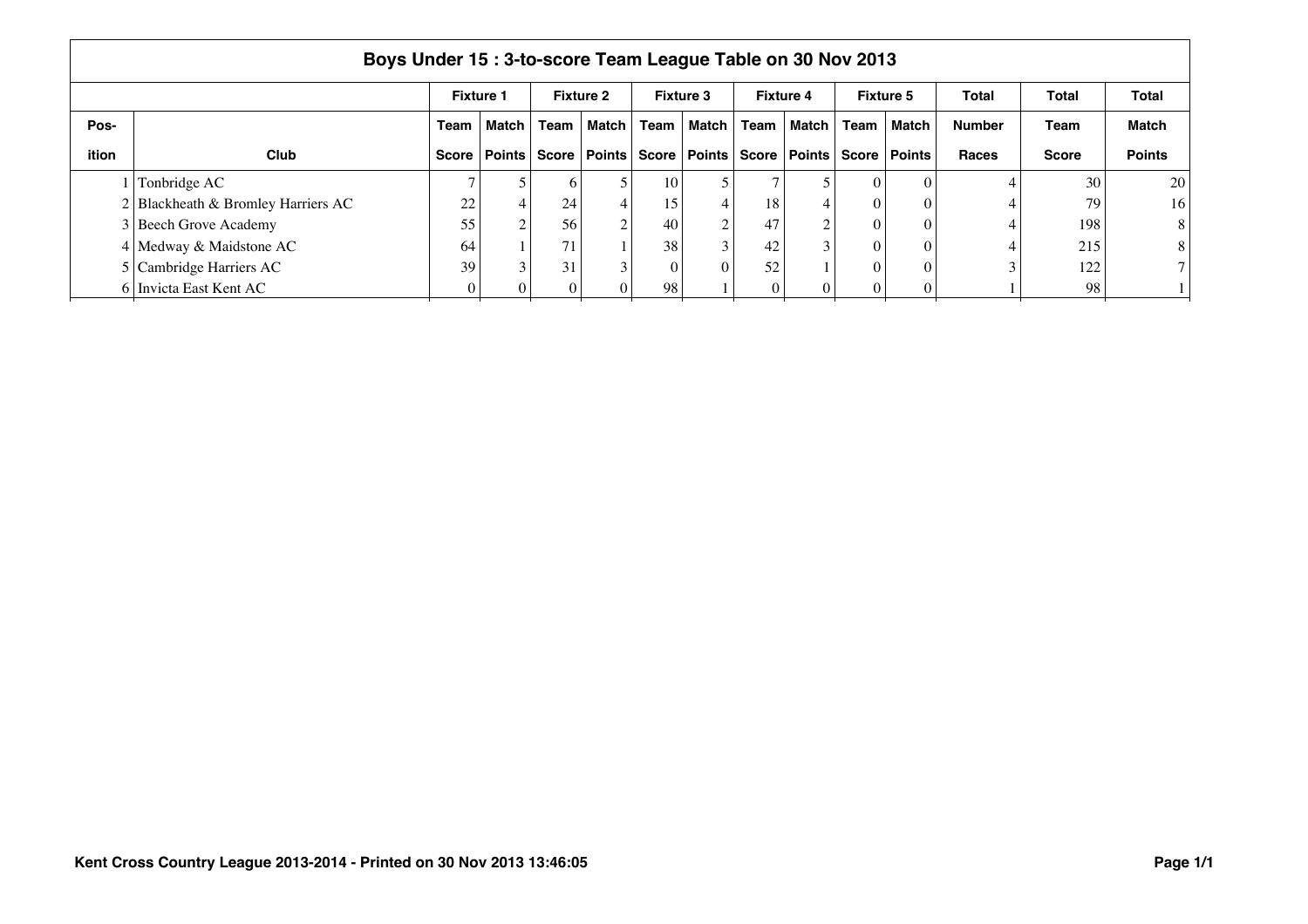| Boys Under 15 : 3-to-score Team League Table on 30 Nov 2013 | | | | | | | | | | | | | | |
|---|---|---|---|---|---|---|---|---|---|---|---|---|---|---|
| | | Fixture 1 | | Fixture 2 | | Fixture 3 | | Fixture 4 | | Fixture 5 | | Total | Total | Total |
| Pos-ition | Club | Team Score | Match Points | Team Score | Match Points | Team Score | Match Points | Team Score | Match Points | Team Score | Match Points | Number Races | Team Score | Match Points |
| 1 | Tonbridge AC | 7 | 5 | 6 | 5 | 10 | 5 | 7 | 5 | 0 | 0 | 4 | 30 | 20 |
| 2 | Blackheath & Bromley Harriers AC | 22 | 4 | 24 | 4 | 15 | 4 | 18 | 4 | 0 | 0 | 4 | 79 | 16 |
| 3 | Beech Grove Academy | 55 | 2 | 56 | 2 | 40 | 2 | 47 | 2 | 0 | 0 | 4 | 198 | 8 |
| 4 | Medway & Maidstone AC | 64 | 1 | 71 | 1 | 38 | 3 | 42 | 3 | 0 | 0 | 4 | 215 | 8 |
| 5 | Cambridge Harriers AC | 39 | 3 | 31 | 3 | 0 | 0 | 52 | 1 | 0 | 0 | 3 | 122 | 7 |
| 6 | Invicta East Kent AC | 0 | 0 | 0 | 0 | 98 | 1 | 0 | 0 | 0 | 0 | 1 | 98 | 1 |

Kent Cross Country League 2013-2014 - Printed on 30 Nov 2013 13:46:05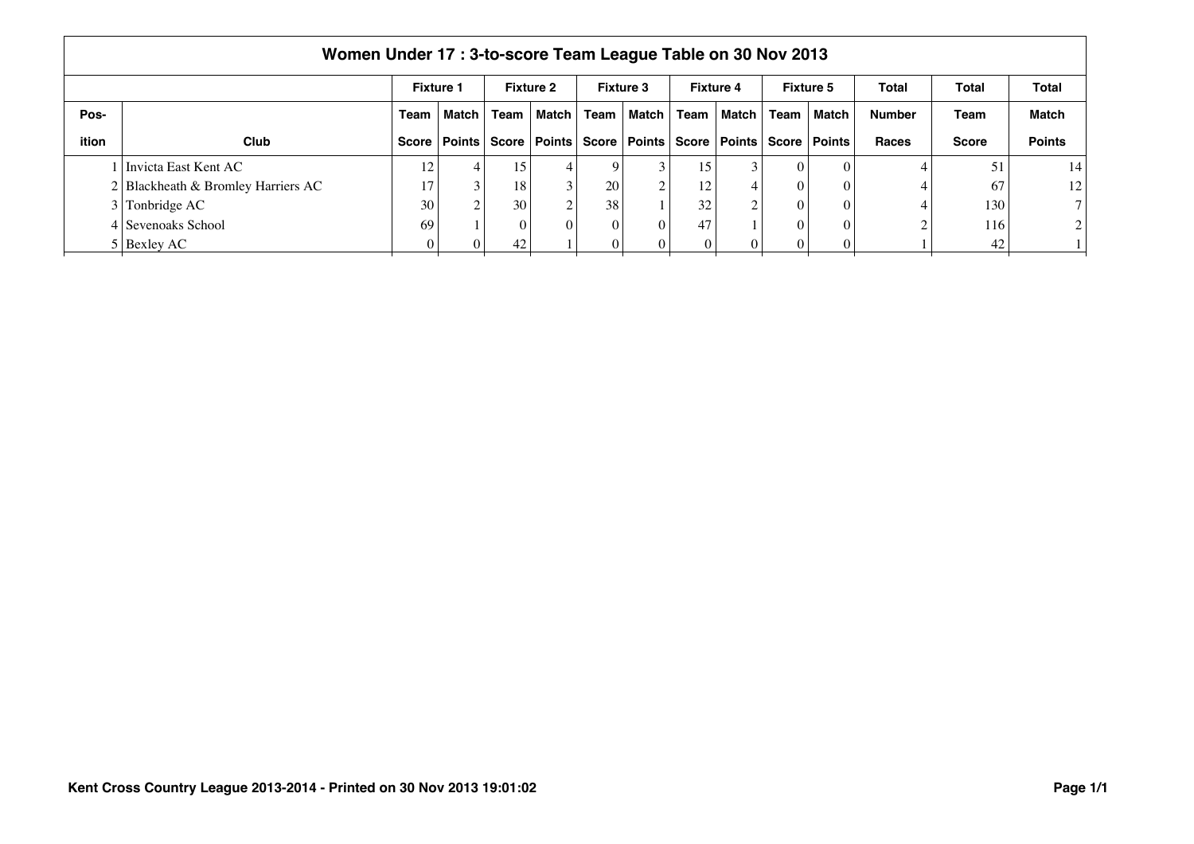## Women Under 17 : 3-to-score Team League Table on 30 Nov 2013

| | | Fixture 1 | | Fixture 2 | | Fixture 3 | | Fixture 4 | | Fixture 5 | | Total | Total | Total |
|---|---|---|---|---|---|---|---|---|---|---|---|---|---|---|
| Pos-ition | Club | Team Score | Match Points | Team Score | Match Points | Team Score | Match Points | Team Score | Match Points | Team Score | Match Points | Number Races | Team Score | Match Points |
| 1 | Invicta East Kent AC | 12 | 4 | 15 | 4 | 9 | 3 | 15 | 3 | 0 | 0 | 4 | 51 | 14 |
| 2 | Blackheath & Bromley Harriers AC | 17 | 3 | 18 | 3 | 20 | 2 | 12 | 4 | 0 | 0 | 4 | 67 | 12 |
| 3 | Tonbridge AC | 30 | 2 | 30 | 2 | 38 | 1 | 32 | 2 | 0 | 0 | 4 | 130 | 7 |
| 4 | Sevenoaks School | 69 | 1 | 0 | 0 | 0 | 0 | 47 | 1 | 0 | 0 | 2 | 116 | 2 |
| 5 | Bexley AC | 0 | 0 | 42 | 1 | 0 | 0 | 0 | 0 | 0 | 0 | 1 | 42 | 1 |

Kent Cross Country League 2013-2014 - Printed on 30 Nov 2013 19:01:02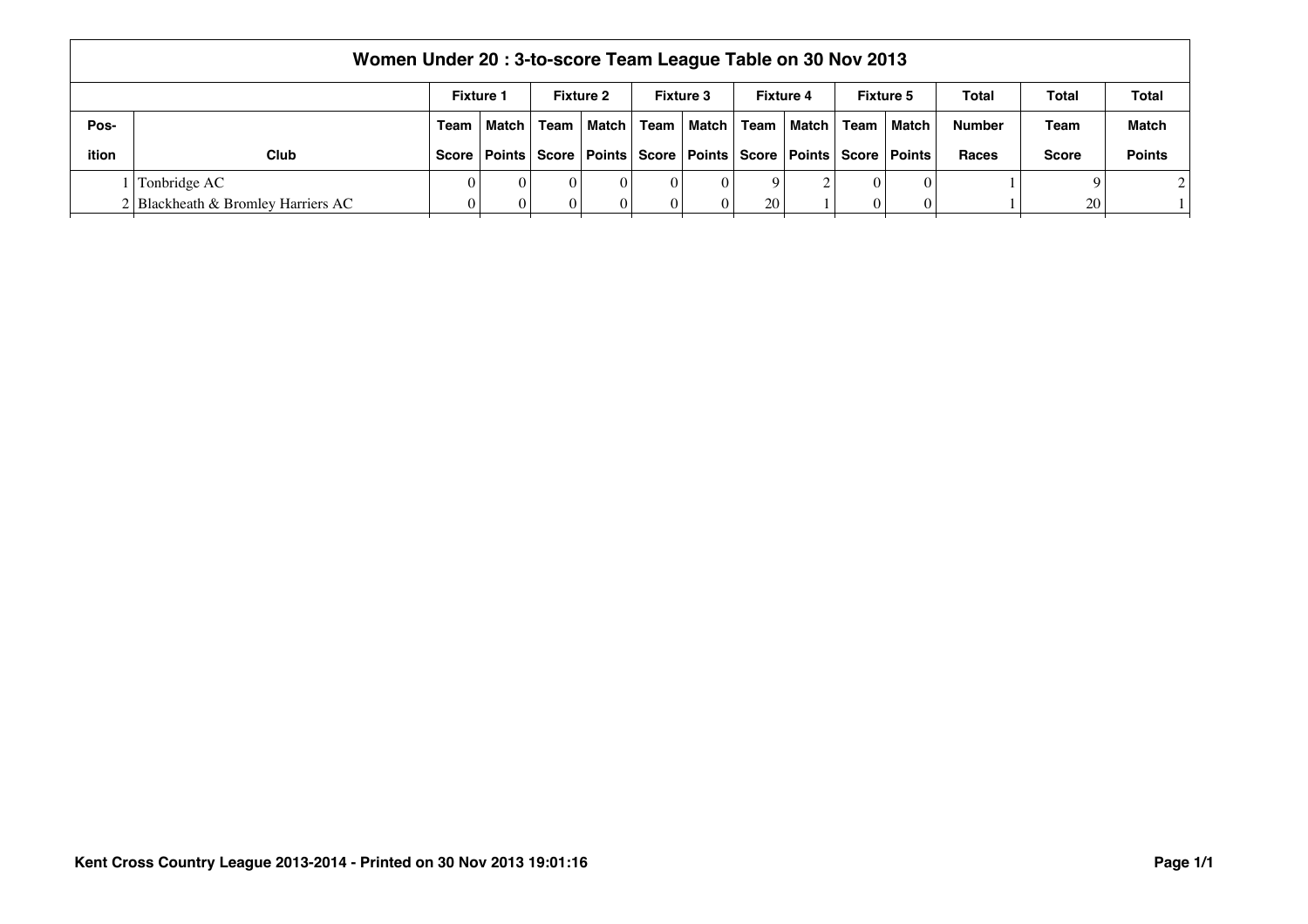# Women Under 20 : 3-to-score Team League Table on 30 Nov 2013

| | | Fixture 1 | | Fixture 2 | | Fixture 3 | | Fixture 4 | | Fixture 5 | | Total | Total | Total |
|---|---|---|---|---|---|---|---|---|---|---|---|---|---|---|
| Pos-ition | Club | Team Score | Match Points | Team Score | Match Points | Team Score | Match Points | Team Score | Match Points | Team Score | Match Points | Number Races | Team Score | Match Points |
| 1 | Tonbridge AC | 0 | 0 | 0 | 0 | 0 | 0 | 9 | 2 | 0 | 0 | 1 | 9 | 2 |
| 2 | Blackheath & Bromley Harriers AC | 0 | 0 | 0 | 0 | 0 | 0 | 20 | 1 | 0 | 0 | 1 | 20 | 1 |

Kent Cross Country League 2013-2014 - Printed on 30 Nov 2013 19:01:16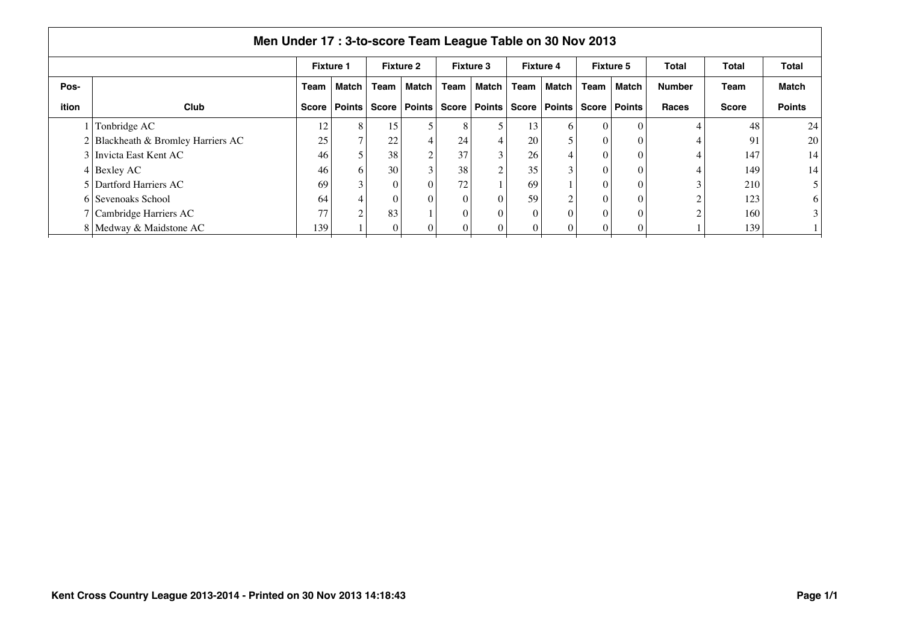## Men Under 17 : 3-to-score Team League Table on 30 Nov 2013

| | | Fixture 1 | | Fixture 2 | | Fixture 3 | | Fixture 4 | | Fixture 5 | | Total | Total | Total |
|---|---|---|---|---|---|---|---|---|---|---|---|---|---|---|
| Pos-ition | Club | Team Score | Match Points | Team Score | Match Points | Team Score | Match Points | Team Score | Match Points | Team Score | Match Points | Number Races | Team Score | Match Points |
| 1 | Tonbridge AC | 12 | 8 | 15 | 5 | 8 | 5 | 13 | 6 | 0 | 0 | 4 | 48 | 24 |
| 2 | Blackheath & Bromley Harriers AC | 25 | 7 | 22 | 4 | 24 | 4 | 20 | 5 | 0 | 0 | 4 | 91 | 20 |
| 3 | Invicta East Kent AC | 46 | 5 | 38 | 2 | 37 | 3 | 26 | 4 | 0 | 0 | 4 | 147 | 14 |
| 4 | Bexley AC | 46 | 6 | 30 | 3 | 38 | 2 | 35 | 3 | 0 | 0 | 4 | 149 | 14 |
| 5 | Dartford Harriers AC | 69 | 3 | 0 | 0 | 72 | 1 | 69 | 1 | 0 | 0 | 3 | 210 | 5 |
| 6 | Sevenoaks School | 64 | 4 | 0 | 0 | 0 | 0 | 59 | 2 | 0 | 0 | 2 | 123 | 6 |
| 7 | Cambridge Harriers AC | 77 | 2 | 83 | 1 | 0 | 0 | 0 | 0 | 0 | 0 | 2 | 160 | 3 |
| 8 | Medway & Maidstone AC | 139 | 1 | 0 | 0 | 0 | 0 | 0 | 0 | 0 | 0 | 1 | 139 | 1 |

Kent Cross Country League 2013-2014 - Printed on 30 Nov 2013 14:18:43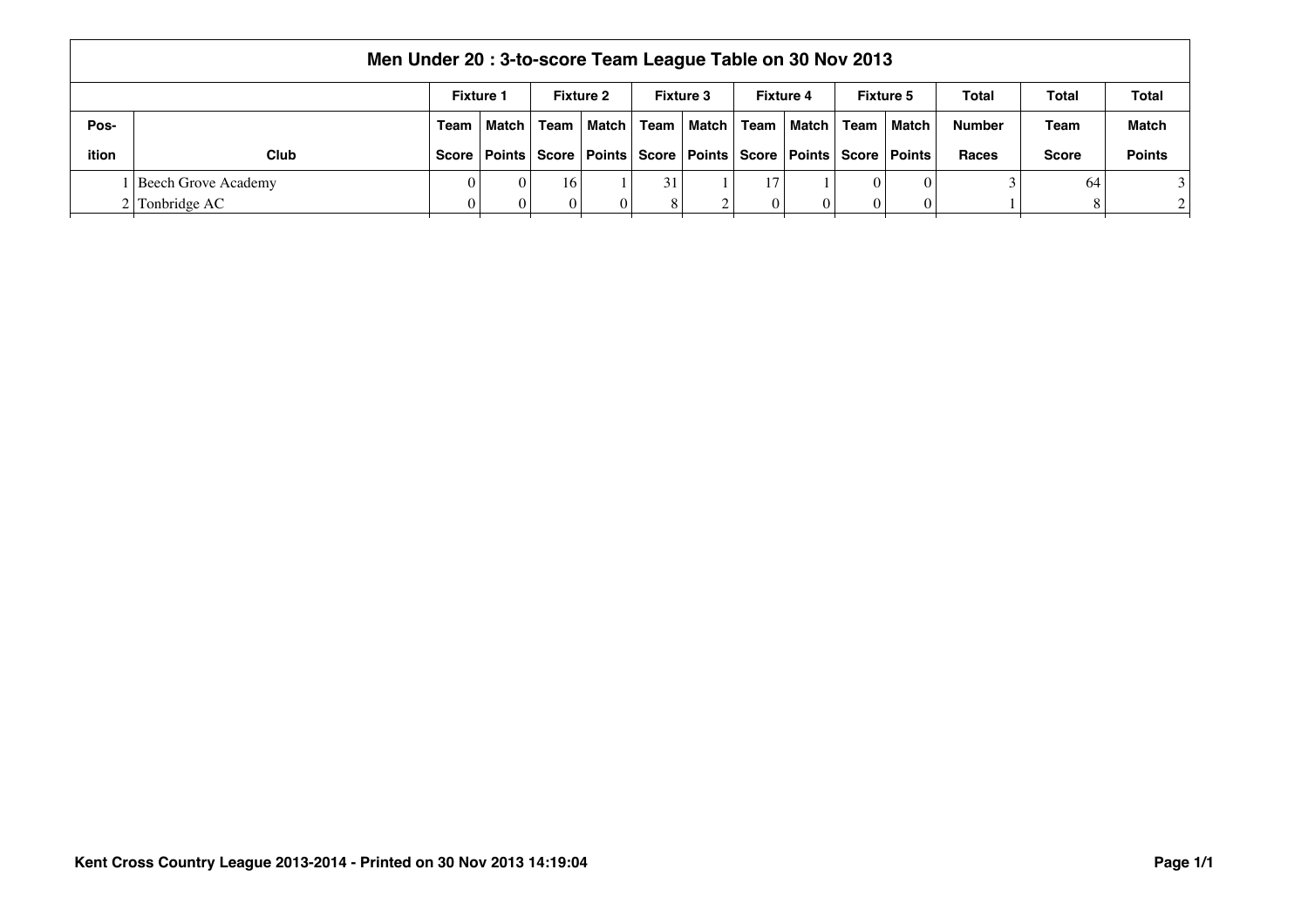## Men Under 20 : 3-to-score Team League Table on 30 Nov 2013

| | | Fixture 1 | | Fixture 2 | | Fixture 3 | | Fixture 4 | | Fixture 5 | | Total | Total | Total |
|---|---|---|---|---|---|---|---|---|---|---|---|---|---|---|
| Pos-ition | Club | Team Score | Match Points | Team Score | Match Points | Team Score | Match Points | Team Score | Match Points | Team Score | Match Points | Number Races | Team Score | Match Points |
| 1 | Beech Grove Academy | 0 | 0 | 16 | 1 | 31 | 1 | 17 | 1 | 0 | 0 | 3 | 64 | 3 |
| 2 | Tonbridge AC | 0 | 0 | 0 | 0 | 8 | 2 | 0 | 0 | 0 | 0 | 1 | 8 | 2 |

Kent Cross Country League 2013-2014 - Printed on 30 Nov 2013 14:19:04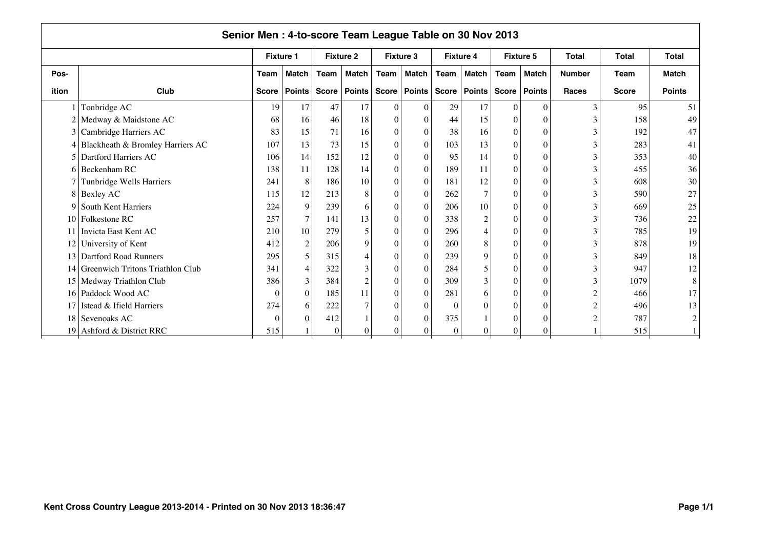## Senior Men : 4-to-score Team League Table on 30 Nov 2013

| | | Fixture 1 | | Fixture 2 | | Fixture 3 | | Fixture 4 | | Fixture 5 | | Total | Total | Total |
|---|---|---|---|---|---|---|---|---|---|---|---|---|---|---|
| Pos-ition | Club | Team Score | Match Points | Team Score | Match Points | Team Score | Match Points | Team Score | Match Points | Team Score | Match Points | Number Races | Team Score | Match Points |
| 1 | Tonbridge AC | 19 | 17 | 47 | 17 | 0 | 0 | 29 | 17 | 0 | 0 | 3 | 95 | 51 |
| 2 | Medway & Maidstone AC | 68 | 16 | 46 | 18 | 0 | 0 | 44 | 15 | 0 | 0 | 3 | 158 | 49 |
| 3 | Cambridge Harriers AC | 83 | 15 | 71 | 16 | 0 | 0 | 38 | 16 | 0 | 0 | 3 | 192 | 47 |
| 4 | Blackheath & Bromley Harriers AC | 107 | 13 | 73 | 15 | 0 | 0 | 103 | 13 | 0 | 0 | 3 | 283 | 41 |
| 5 | Dartford Harriers AC | 106 | 14 | 152 | 12 | 0 | 0 | 95 | 14 | 0 | 0 | 3 | 353 | 40 |
| 6 | Beckenham RC | 138 | 11 | 128 | 14 | 0 | 0 | 189 | 11 | 0 | 0 | 3 | 455 | 36 |
| 7 | Tunbridge Wells Harriers | 241 | 8 | 186 | 10 | 0 | 0 | 181 | 12 | 0 | 0 | 3 | 608 | 30 |
| 8 | Bexley AC | 115 | 12 | 213 | 8 | 0 | 0 | 262 | 7 | 0 | 0 | 3 | 590 | 27 |
| 9 | South Kent Harriers | 224 | 9 | 239 | 6 | 0 | 0 | 206 | 10 | 0 | 0 | 3 | 669 | 25 |
| 10 | Folkestone RC | 257 | 7 | 141 | 13 | 0 | 0 | 338 | 2 | 0 | 0 | 3 | 736 | 22 |
| 11 | Invicta East Kent AC | 210 | 10 | 279 | 5 | 0 | 0 | 296 | 4 | 0 | 0 | 3 | 785 | 19 |
| 12 | University of Kent | 412 | 2 | 206 | 9 | 0 | 0 | 260 | 8 | 0 | 0 | 3 | 878 | 19 |
| 13 | Dartford Road Runners | 295 | 5 | 315 | 4 | 0 | 0 | 239 | 9 | 0 | 0 | 3 | 849 | 18 |
| 14 | Greenwich Tritons Triathlon Club | 341 | 4 | 322 | 3 | 0 | 0 | 284 | 5 | 0 | 0 | 3 | 947 | 12 |
| 15 | Medway Triathlon Club | 386 | 3 | 384 | 2 | 0 | 0 | 309 | 3 | 0 | 0 | 3 | 1079 | 8 |
| 16 | Paddock Wood AC | 0 | 0 | 185 | 11 | 0 | 0 | 281 | 6 | 0 | 0 | 2 | 466 | 17 |
| 17 | Istead & Ifield Harriers | 274 | 6 | 222 | 7 | 0 | 0 | 0 | 0 | 0 | 0 | 2 | 496 | 13 |
| 18 | Sevenoaks AC | 0 | 0 | 412 | 1 | 0 | 0 | 375 | 1 | 0 | 0 | 2 | 787 | 2 |
| 19 | Ashford & District RRC | 515 | 1 | 0 | 0 | 0 | 0 | 0 | 0 | 0 | 0 | 1 | 515 | 1 |

**Kent Cross Country League 2013-2014 - Printed on 30 Nov 2013 18:36:47**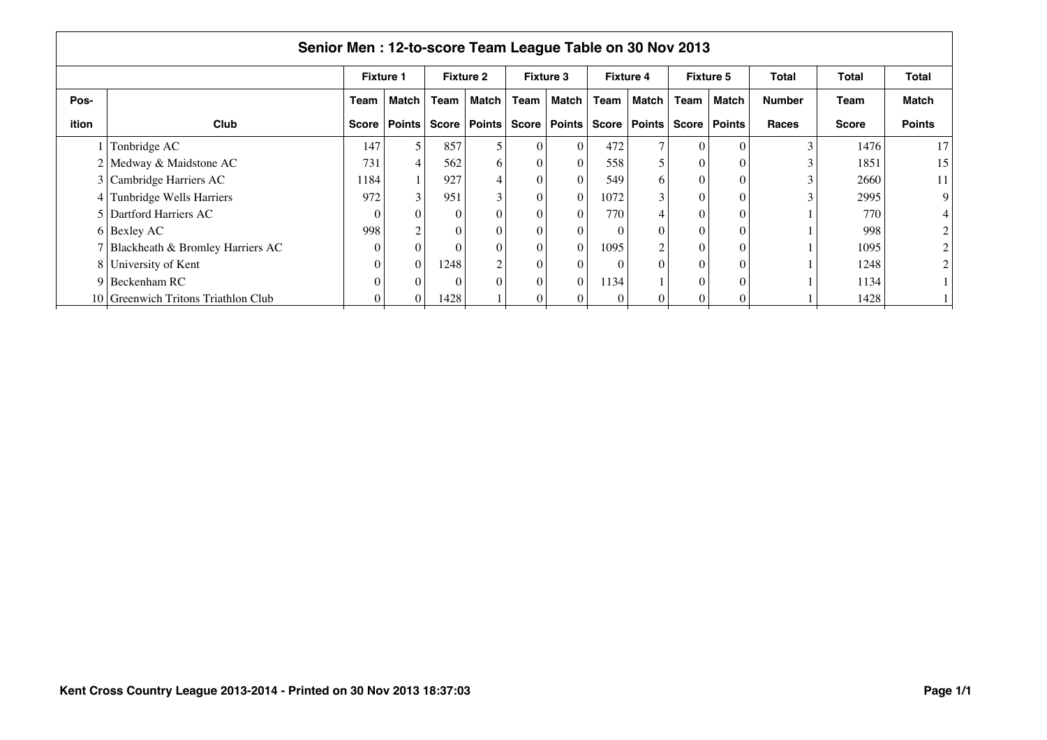## Senior Men : 12-to-score Team League Table on 30 Nov 2013

| | | Fixture 1 | | Fixture 2 | | Fixture 3 | | Fixture 4 | | Fixture 5 | | Total | Total | Total |
|---|---|---|---|---|---|---|---|---|---|---|---|---|---|---|
| Pos-ition | Club | Team Score | Match Points | Team Score | Match Points | Team Score | Match Points | Team Score | Match Points | Team Score | Match Points | Number Races | Team Score | Match Points |
| 1 | Tonbridge AC | 147 | 5 | 857 | 5 | 0 | 0 | 472 | 7 | 0 | 0 | 3 | 1476 | 17 |
| 2 | Medway & Maidstone AC | 731 | 4 | 562 | 6 | 0 | 0 | 558 | 5 | 0 | 0 | 3 | 1851 | 15 |
| 3 | Cambridge Harriers AC | 1184 | 1 | 927 | 4 | 0 | 0 | 549 | 6 | 0 | 0 | 3 | 2660 | 11 |
| 4 | Tunbridge Wells Harriers | 972 | 3 | 951 | 3 | 0 | 0 | 1072 | 3 | 0 | 0 | 3 | 2995 | 9 |
| 5 | Dartford Harriers AC | 0 | 0 | 0 | 0 | 0 | 0 | 770 | 4 | 0 | 0 | 1 | 770 | 4 |
| 6 | Bexley AC | 998 | 2 | 0 | 0 | 0 | 0 | 0 | 0 | 0 | 0 | 1 | 998 | 2 |
| 7 | Blackheath & Bromley Harriers AC | 0 | 0 | 0 | 0 | 0 | 0 | 1095 | 2 | 0 | 0 | 1 | 1095 | 2 |
| 8 | University of Kent | 0 | 0 | 1248 | 2 | 0 | 0 | 0 | 0 | 0 | 0 | 1 | 1248 | 2 |
| 9 | Beckenham RC | 0 | 0 | 0 | 0 | 0 | 0 | 1134 | 1 | 0 | 0 | 1 | 1134 | 1 |
| 10 | Greenwich Tritons Triathlon Club | 0 | 0 | 1428 | 1 | 0 | 0 | 0 | 0 | 0 | 0 | 1 | 1428 | 1 |

Kent Cross Country League 2013-2014 - Printed on 30 Nov 2013 18:37:03